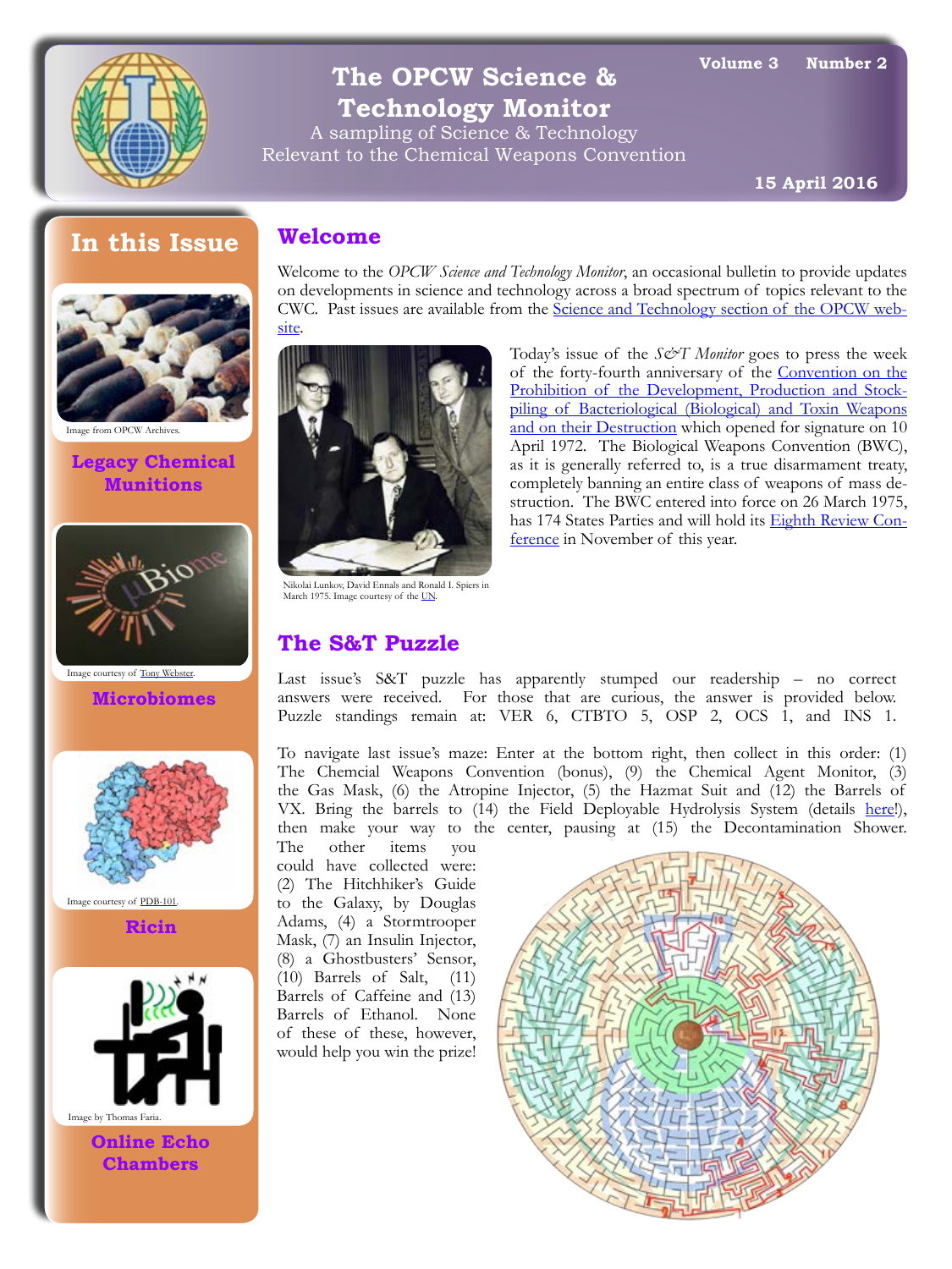# The OPCW Science & Technology Monitor

A sampling of Science & Technology Relevant to the Chemical Weapons Convention

Volume 3 Number 2

15 April 2016

## In this Issue

Image from OPCW Archives.

**Legacy Chemical Munitions**

Image courtesy of Tony Webster.

**Microbiomes**

Image courtesy of PDB-101.

**Ricin**

Image by Thomas Faria.

**Online Echo Chambers**

## Welcome

Welcome to the *OPCW Science and Technology Monitor*, an occasional bulletin to provide updates on developments in science and technology across a broad spectrum of topics relevant to the CWC. Past issues are available from the Science and Technology section of the OPCW website.

Nikolai Lunkov, David Ennals and Ronald I. Spiers in March 1975. Image courtesy of the UN.

Today's issue of the *S&T Monitor* goes to press the week of the forty-fourth anniversary of the Convention on the Prohibition of the Development, Production and Stockpiling of Bacteriological (Biological) and Toxin Weapons and on their Destruction which opened for signature on 10 April 1972. The Biological Weapons Convention (BWC), as it is generally referred to, is a true disarmament treaty, completely banning an entire class of weapons of mass destruction. The BWC entered into force on 26 March 1975, has 174 States Parties and will hold its Eighth Review Conference in November of this year.

## The S&T Puzzle

Last issue's S&T puzzle has apparently stumped our readership – no correct answers were received. For those that are curious, the answer is provided below. Puzzle standings remain at: VER 6, CTBTO 5, OSP 2, OCS 1, and INS 1.

To navigate last issue's maze: Enter at the bottom right, then collect in this order: (1) The Chemcial Weapons Convention (bonus), (9) the Chemical Agent Monitor, (3) the Gas Mask, (6) the Atropine Injector, (5) the Hazmat Suit and (12) the Barrels of VX. Bring the barrels to (14) the Field Deployable Hydrolysis System (details here!), then make your way to the center, pausing at (15) the Decontamination Shower. The other items you could have collected were: (2) The Hitchhiker's Guide to the Galaxy, by Douglas Adams, (4) a Stormtrooper Mask, (7) an Insulin Injector, (8) a Ghostbusters' Sensor, (10) Barrels of Salt, (11) Barrels of Caffeine and (13) Barrels of Ethanol. None of these of these, however, would help you win the prize!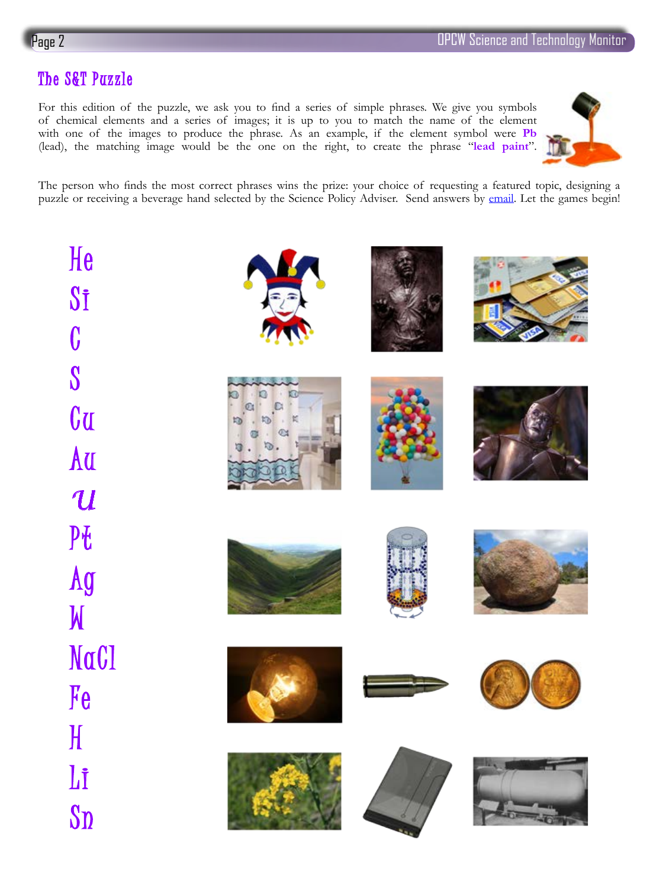## The S&T Puzzle

For this edition of the puzzle, we ask you to find a series of simple phrases. We give you symbols of chemical elements and a series of images; it is up to you to match the name of the element with one of the images to produce the phrase. As an example, if the element symbol were **Pb** (lead), the matching image would be the one on the right, to create the phrase "**lead paint**".

The person who finds the most correct phrases wins the prize: your choice of requesting a featured topic, designing a puzzle or receiving a beverage hand selected by the Science Policy Adviser. Send answers by email. Let the games begin!

He

Si

C

S

Cu

Au

U

Pt

Ag

W

NaCl

Fe

H

Li

Sn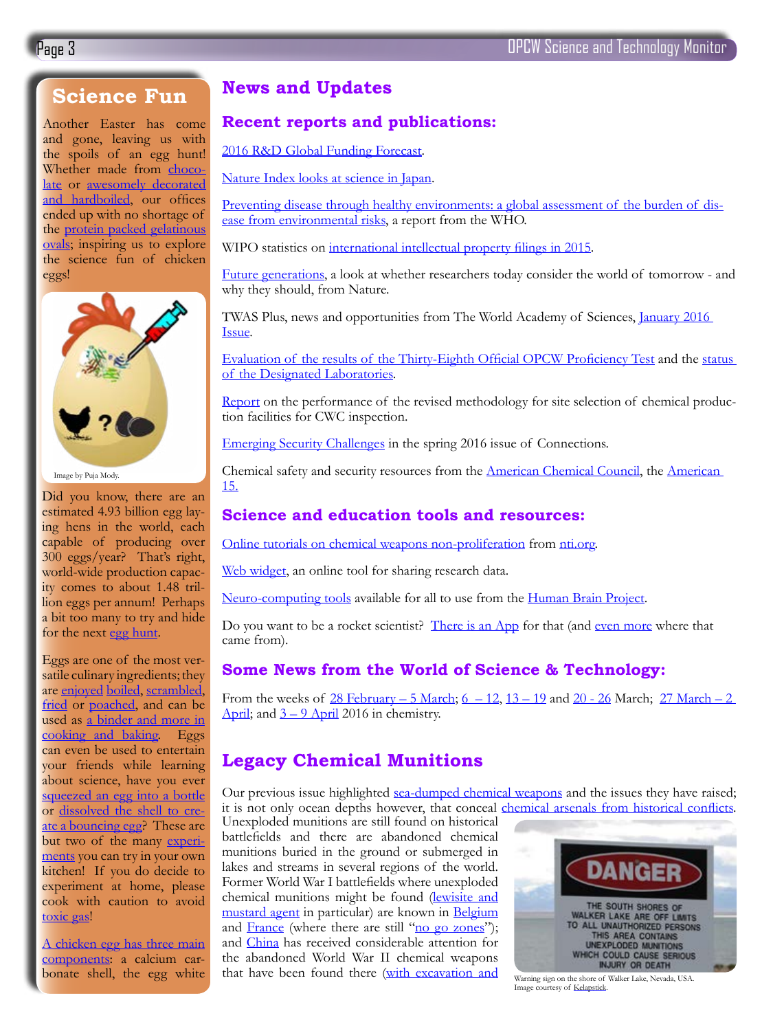## Science Fun

Another Easter has come and gone, leaving us with the spoils of an egg hunt! Whether made from chocolate or awesomely decorated and hardboiled, our offices ended up with no shortage of the protein packed gelatinous ovals; inspiring us to explore the science fun of chicken eggs!

Image by Puja Mody.

Did you know, there are an estimated 4.93 billion egg laying hens in the world, each capable of producing over 300 eggs/year? That's right, world-wide production capacity comes to about 1.48 trillion eggs per annum! Perhaps a bit too many to try and hide for the next egg hunt.

Eggs are one of the most versatile culinary ingredients; they are enjoyed boiled, scrambled, fried or poached, and can be used as a binder and more in cooking and baking. Eggs can even be used to entertain your friends while learning about science, have you ever squeezed an egg into a bottle or dissolved the shell to create a bouncing egg? These are but two of the many experiments you can try in your own kitchen! If you do decide to experiment at home, please cook with caution to avoid toxic gas!

A chicken egg has three main components: a calcium carbonate shell, the egg white

# News and Updates

## Recent reports and publications:

2016 R&D Global Funding Forecast.

Nature Index looks at science in Japan.

Preventing disease through healthy environments: a global assessment of the burden of disease from environmental risks, a report from the WHO.

WIPO statistics on international intellectual property filings in 2015.

Future generations, a look at whether researchers today consider the world of tomorrow - and why they should, from Nature.

TWAS Plus, news and opportunities from The World Academy of Sciences, January 2016 Issue.

Evaluation of the results of the Thirty-Eighth Official OPCW Proficiency Test and the status of the Designated Laboratories.

Report on the performance of the revised methodology for site selection of chemical production facilities for CWC inspection.

Emerging Security Challenges in the spring 2016 issue of Connections.

Chemical safety and security resources from the American Chemical Council, the American 15.

## Science and education tools and resources:

Online tutorials on chemical weapons non-proliferation from nti.org.

Web widget, an online tool for sharing research data.

Neuro-computing tools available for all to use from the Human Brain Project.

Do you want to be a rocket scientist? There is an App for that (and even more where that came from).

## Some News from the World of Science & Technology:

From the weeks of 28 February – 5 March; 6 – 12, 13 – 19 and 20 - 26 March; 27 March – 2 April; and 3 – 9 April 2016 in chemistry.

# Legacy Chemical Munitions

Our previous issue highlighted sea-dumped chemical weapons and the issues they have raised; it is not only ocean depths however, that conceal chemical arsenals from historical conflicts. Unexploded munitions are still found on historical battlefields and there are abandoned chemical munitions buried in the ground or submerged in lakes and streams in several regions of the world. Former World War I battlefields where unexploded chemical munitions might be found (lewisite and mustard agent in particular) are known in Belgium and France (where there are still "no go zones"); and China has received considerable attention for the abandoned World War II chemical weapons that have been found there (with excavation and

Warning sign on the shore of Walker Lake, Nevada, USA. Image courtesy of Kelapstick.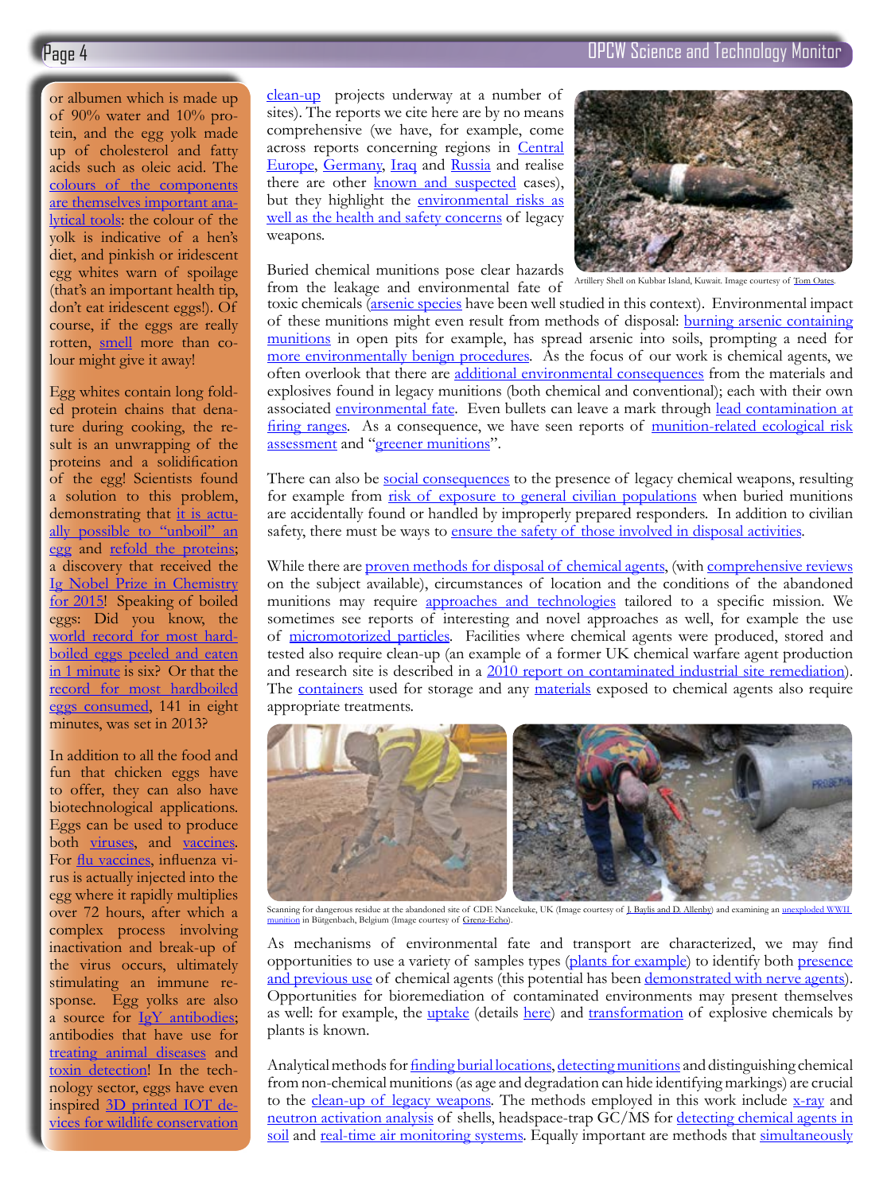or albumen which is made up of 90% water and 10% protein, and the egg yolk made up of cholesterol and fatty acids such as oleic acid. The colours of the components are themselves important analytical tools: the colour of the yolk is indicative of a hen's diet, and pinkish or iridescent egg whites warn of spoilage (that's an important health tip, don't eat iridescent eggs!). Of course, if the eggs are really rotten, smell more than colour might give it away!

Egg whites contain long folded protein chains that denature during cooking, the result is an unwrapping of the proteins and a solidification of the egg! Scientists found a solution to this problem, demonstrating that it is actually possible to "unboil" an egg and refold the proteins; a discovery that received the Ig Nobel Prize in Chemistry for 2015! Speaking of boiled eggs: Did you know, the world record for most hard-boiled eggs peeled and eaten in 1 minute is six? Or that the record for most hardboiled eggs consumed, 141 in eight minutes, was set in 2013?

In addition to all the food and fun that chicken eggs have to offer, they can also have biotechnological applications. Eggs can be used to produce both viruses, and vaccines. For flu vaccines, influenza virus is actually injected into the egg where it rapidly multiplies over 72 hours, after which a complex process involving inactivation and break-up of the virus occurs, ultimately stimulating an immune response. Egg yolks are also a source for IgY antibodies; antibodies that have use for treating animal diseases and toxin detection! In the technology sector, eggs have even inspired 3D printed IOT devices for wildlife conservation

clean-up projects underway at a number of sites). The reports we cite here are by no means comprehensive (we have, for example, come across reports concerning regions in Central Europe, Germany, Iraq and Russia and realise there are other known and suspected cases), but they highlight the environmental risks as well as the health and safety concerns of legacy weapons.

Artillery Shell on Kubbar Island, Kuwait. Image courtesy of Tom Oates.

Buried chemical munitions pose clear hazards from the leakage and environmental fate of toxic chemicals (arsenic species have been well studied in this context). Environmental impact of these munitions might even result from methods of disposal: burning arsenic containing munitions in open pits for example, has spread arsenic into soils, prompting a need for more environmentally benign procedures. As the focus of our work is chemical agents, we often overlook that there are additional environmental consequences from the materials and explosives found in legacy munitions (both chemical and conventional); each with their own associated environmental fate. Even bullets can leave a mark through lead contamination at firing ranges. As a consequence, we have seen reports of munition-related ecological risk assessment and "greener munitions".

There can also be social consequences to the presence of legacy chemical weapons, resulting for example from risk of exposure to general civilian populations when buried munitions are accidentally found or handled by improperly prepared responders. In addition to civilian safety, there must be ways to ensure the safety of those involved in disposal activities.

While there are proven methods for disposal of chemical agents, (with comprehensive reviews on the subject available), circumstances of location and the conditions of the abandoned munitions may require approaches and technologies tailored to a specific mission. We sometimes see reports of interesting and novel approaches as well, for example the use of micromotorized particles. Facilities where chemical agents were produced, stored and tested also require clean-up (an example of a former UK chemical warfare agent production and research site is described in a 2010 report on contaminated industrial site remediation). The containers used for storage and any materials exposed to chemical agents also require appropriate treatments.

Scanning for dangerous residue at the abandoned site of CDE Nancekuke, UK (Image courtesy of J. Baylis and D. Allenby) and examining an unexploded WWII munition in Bütgenbach, Belgium (Image courtesy of Grenz-Echo).

As mechanisms of environmental fate and transport are characterized, we may find opportunities to use a variety of samples types (plants for example) to identify both presence and previous use of chemical agents (this potential has been demonstrated with nerve agents). Opportunities for bioremediation of contaminated environments may present themselves as well: for example, the uptake (details here) and transformation of explosive chemicals by plants is known.

Analytical methods for finding burial locations, detecting munitions and distinguishing chemical from non-chemical munitions (as age and degradation can hide identifying markings) are crucial to the clean-up of legacy weapons. The methods employed in this work include x-ray and neutron activation analysis of shells, headspace-trap GC/MS for detecting chemical agents in soil and real-time air monitoring systems. Equally important are methods that simultaneously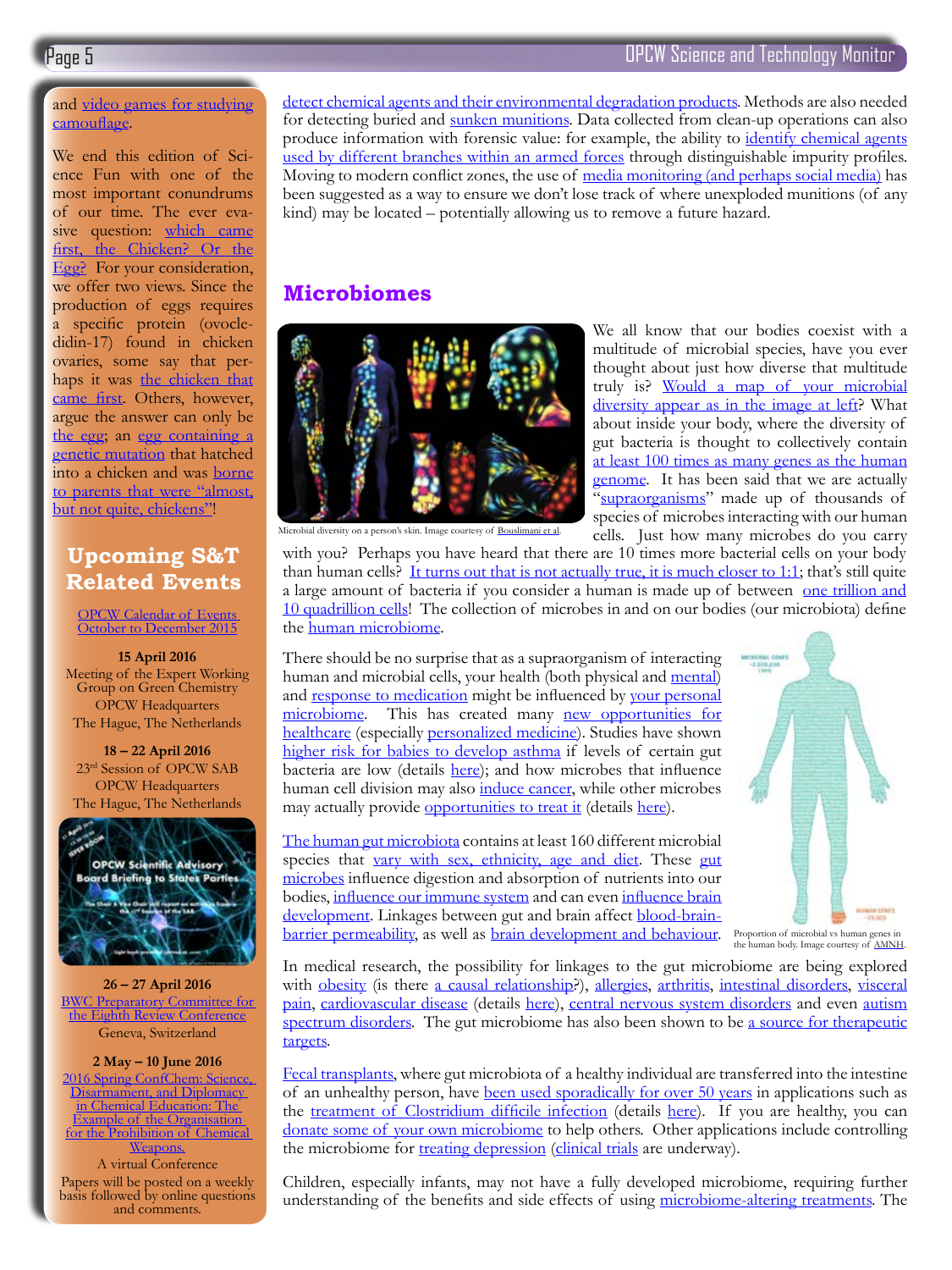and video games for studying camouflage.

We end this edition of Science Fun with one of the most important conundrums of our time. The ever evasive question: which came first, the Chicken? Or the Egg? For your consideration, we offer two views. Since the production of eggs requires a specific protein (ovocledidin-17) found in chicken ovaries, some say that perhaps it was the chicken that came first. Others, however, argue the answer can only be the egg; an egg containing a genetic mutation that hatched into a chicken and was borne to parents that were "almost, but not quite, chickens"!

## Upcoming S&T Related Events

OPCW Calendar of Events October to December 2015

**15 April 2016**
Meeting of the Expert Working Group on Green Chemistry
OPCW Headquarters
The Hague, The Netherlands

**18 – 22 April 2016**
23rd Session of OPCW SAB
OPCW Headquarters
The Hague, The Netherlands

**26 – 27 April 2016**
BWC Preparatory Committee for the Eighth Review Conference
Geneva, Switzerland

**2 May – 10 June 2016**
2016 Spring ConfChem: Science, Disarmament, and Diplomacy in Chemical Education: The Example of the Organisation for the Prohibition of Chemical Weapons.
A virtual Conference
Papers will be posted on a weekly basis followed by online questions and comments.

detect chemical agents and their environmental degradation products. Methods are also needed for detecting buried and sunken munitions. Data collected from clean-up operations can also produce information with forensic value: for example, the ability to identify chemical agents used by different branches within an armed forces through distinguishable impurity profiles. Moving to modern conflict zones, the use of media monitoring (and perhaps social media) has been suggested as a way to ensure we don't lose track of where unexploded munitions (of any kind) may be located – potentially allowing us to remove a future hazard.

## Microbiomes

Microbial diversity on a person's skin. Image courtesy of Bouslimani et al.

We all know that our bodies coexist with a multitude of microbial species, have you ever thought about just how diverse that multitude truly is? Would a map of your microbial diversity appear as in the image at left? What about inside your body, where the diversity of gut bacteria is thought to collectively contain at least 100 times as many genes as the human genome. It has been said that we are actually "supraorganisms" made up of thousands of species of microbes interacting with our human cells. Just how many microbes do you carry with you? Perhaps you have heard that there are 10 times more bacterial cells on your body than human cells? It turns out that is not actually true, it is much closer to 1:1; that's still quite a large amount of bacteria if you consider a human is made up of between one trillion and 10 quadrillion cells! The collection of microbes in and on our bodies (our microbiota) define the human microbiome.

There should be no surprise that as a supraorganism of interacting human and microbial cells, your health (both physical and mental) and response to medication might be influenced by your personal microbiome. This has created many new opportunities for healthcare (especially personalized medicine). Studies have shown higher risk for babies to develop asthma if levels of certain gut bacteria are low (details here); and how microbes that influence human cell division may also induce cancer, while other microbes may actually provide opportunities to treat it (details here).

The human gut microbiota contains at least 160 different microbial species that vary with sex, ethnicity, age and diet. These gut microbes influence digestion and absorption of nutrients into our bodies, influence our immune system and can even influence brain development. Linkages between gut and brain affect blood-brain-barrier permeability, as well as brain development and behaviour.

Proportion of microbial vs human genes in the human body. Image courtesy of AMNH.

In medical research, the possibility for linkages to the gut microbiome are being explored with obesity (is there a causal relationship?), allergies, arthritis, intestinal disorders, visceral pain, cardiovascular disease (details here), central nervous system disorders and even autism spectrum disorders. The gut microbiome has also been shown to be a source for therapeutic targets.

Fecal transplants, where gut microbiota of a healthy individual are transferred into the intestine of an unhealthy person, have been used sporadically for over 50 years in applications such as the treatment of Clostridium difficile infection (details here). If you are healthy, you can donate some of your own microbiome to help others. Other applications include controlling the microbiome for treating depression (clinical trials are underway).

Children, especially infants, may not have a fully developed microbiome, requiring further understanding of the benefits and side effects of using microbiome-altering treatments. The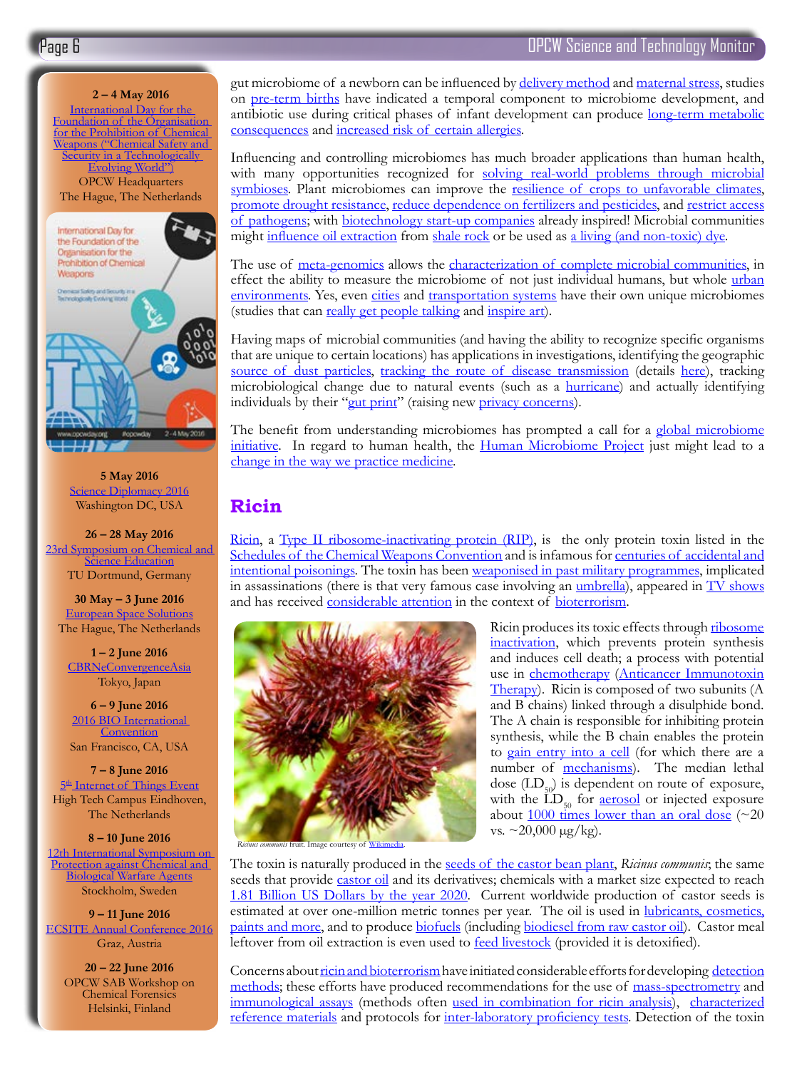2 – 4 May 2016
International Day for the Foundation of the Organisation for the Prohibition of Chemical Weapons ("Chemical Safety and Security in a Technologically Evolving World")
OPCW Headquarters
The Hague, The Netherlands

5 May 2016
Science Diplomacy 2016
Washington DC, USA

26 – 28 May 2016
23rd Symposium on Chemical and Science Education
TU Dortmund, Germany

30 May – 3 June 2016
European Space Solutions
The Hague, The Netherlands

1 – 2 June 2016
CBRNeConvergenceAsia
Tokyo, Japan

6 – 9 June 2016
2016 BIO International Convention
San Francisco, CA, USA

7 – 8 June 2016
5th Internet of Things Event
High Tech Campus Eindhoven, The Netherlands

8 – 10 June 2016
12th International Symposium on Protection against Chemical and Biological Warfare Agents
Stockholm, Sweden

9 – 11 June 2016
ECSITE Annual Conference 2016
Graz, Austria

20 – 22 June 2016
OPCW SAB Workshop on Chemical Forensics
Helsinki, Finland

gut microbiome of a newborn can be influenced by delivery method and maternal stress, studies on pre-term births have indicated a temporal component to microbiome development, and antibiotic use during critical phases of infant development can produce long-term metabolic consequences and increased risk of certain allergies.

Influencing and controlling microbiomes has much broader applications than human health, with many opportunities recognized for solving real-world problems through microbial symbioses. Plant microbiomes can improve the resilience of crops to unfavorable climates, promote drought resistance, reduce dependence on fertilizers and pesticides, and restrict access of pathogens; with biotechnology start-up companies already inspired! Microbial communities might influence oil extraction from shale rock or be used as a living (and non-toxic) dye.

The use of meta-genomics allows the characterization of complete microbial communities, in effect the ability to measure the microbiome of not just individual humans, but whole urban environments. Yes, even cities and transportation systems have their own unique microbiomes (studies that can really get people talking and inspire art).

Having maps of microbial communities (and having the ability to recognize specific organisms that are unique to certain locations) has applications in investigations, identifying the geographic source of dust particles, tracking the route of disease transmission (details here), tracking microbiological change due to natural events (such as a hurricane) and actually identifying individuals by their "gut print" (raising new privacy concerns).

The benefit from understanding microbiomes has prompted a call for a global microbiome initiative. In regard to human health, the Human Microbiome Project just might lead to a change in the way we practice medicine.

## Ricin

Ricin, a Type II ribosome-inactivating protein (RIP), is the only protein toxin listed in the Schedules of the Chemical Weapons Convention and is infamous for centuries of accidental and intentional poisonings. The toxin has been weaponised in past military programmes, implicated in assassinations (there is that very famous case involving an umbrella), appeared in TV shows and has received considerable attention in the context of bioterrorism.

*Ricinus communis* fruit. Image courtesy of Wikimedia.

Ricin produces its toxic effects through ribosome inactivation, which prevents protein synthesis and induces cell death; a process with potential use in chemotherapy (Anticancer Immunotoxin Therapy). Ricin is composed of two subunits (A and B chains) linked through a disulphide bond. The A chain is responsible for inhibiting protein synthesis, while the B chain enables the protein to gain entry into a cell (for which there are a number of mechanisms). The median lethal dose ($LD_{50}$) is dependent on route of exposure, with the $LD_{50}$ for aerosol or injected exposure about 1000 times lower than an oral dose (~20 vs. ~20,000 µg/kg).

The toxin is naturally produced in the seeds of the castor bean plant, *Ricinus communis*; the same seeds that provide castor oil and its derivatives; chemicals with a market size expected to reach 1.81 Billion US Dollars by the year 2020. Current worldwide production of castor seeds is estimated at over one-million metric tonnes per year. The oil is used in lubricants, cosmetics, paints and more, and to produce biofuels (including biodiesel from raw castor oil). Castor meal leftover from oil extraction is even used to feed livestock (provided it is detoxified).

Concerns about ricin and bioterrorism have initiated considerable efforts for developing detection methods; these efforts have produced recommendations for the use of mass-spectrometry and immunological assays (methods often used in combination for ricin analysis), characterized reference materials and protocols for inter-laboratory proficiency tests. Detection of the toxin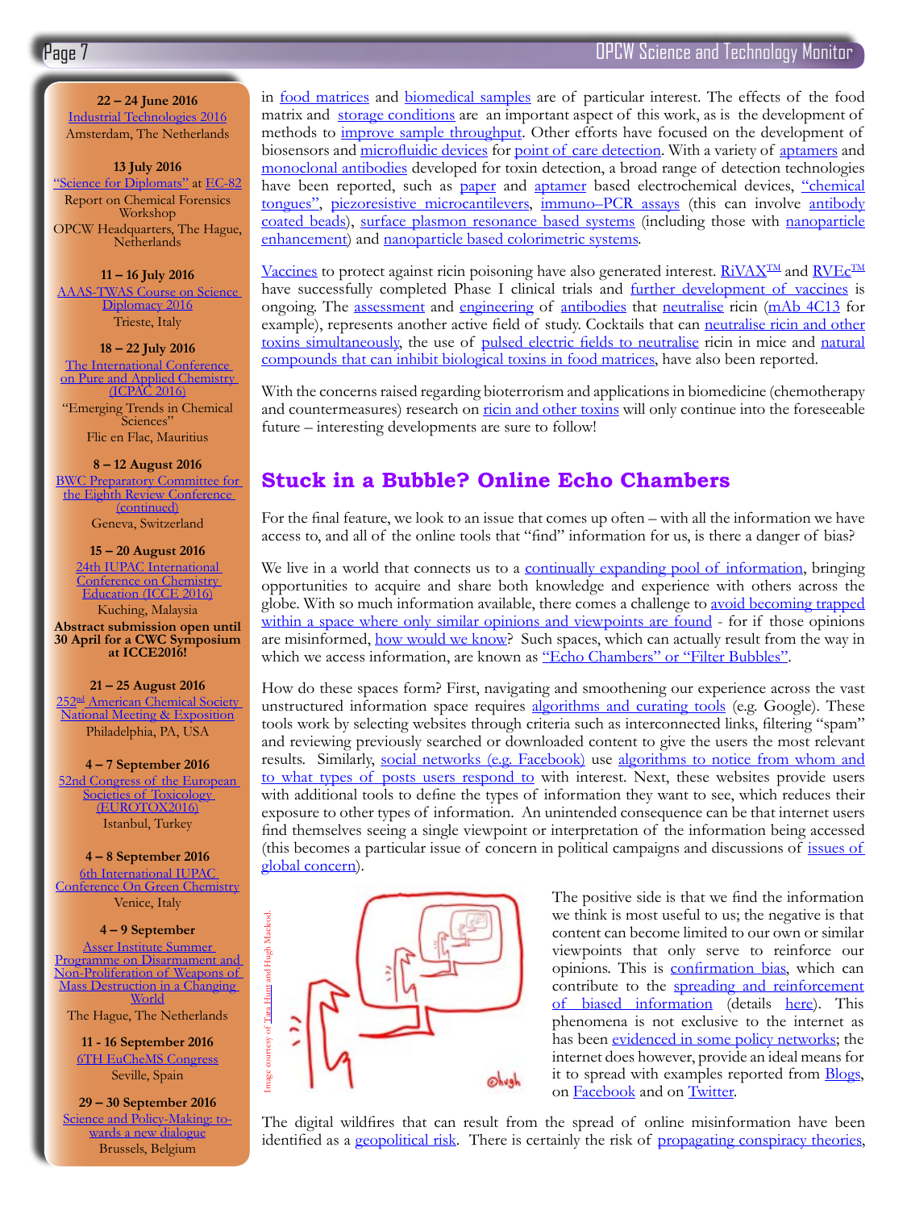**22 – 24 June 2016**
Industrial Technologies 2016
Amsterdam, The Netherlands

**13 July 2016**
"Science for Diplomats" at EC-82
Report on Chemical Forensics Workshop
OPCW Headquarters, The Hague, Netherlands

**11 – 16 July 2016**
AAAS-TWAS Course on Science Diplomacy 2016
Trieste, Italy

**18 – 22 July 2016**
The International Conference on Pure and Applied Chemistry (ICPAC 2016)
"Emerging Trends in Chemical Sciences"
Flic en Flac, Mauritius

**8 – 12 August 2016**
BWC Preparatory Committee for the Eighth Review Conference (continued)
Geneva, Switzerland

**15 – 20 August 2016**
24th IUPAC International Conference on Chemistry Education (ICCE 2016)
Kuching, Malaysia
**Abstract submission open until 30 April for a CWC Symposium at ICCE2016!**

**21 – 25 August 2016**
252nd American Chemical Society National Meeting & Exposition
Philadelphia, PA, USA

**4 – 7 September 2016**
52nd Congress of the European Societies of Toxicology (EUROTOX2016)
Istanbul, Turkey

**4 – 8 September 2016**
6th International IUPAC Conference On Green Chemistry
Venice, Italy

**4 – 9 September**
Asser Institute Summer Programme on Disarmament and Non-Proliferation of Weapons of Mass Destruction in a Changing World
The Hague, The Netherlands

**11 - 16 September 2016**
6TH EuCheMS Congress
Seville, Spain

**29 – 30 September 2016**
Science and Policy-Making: towards a new dialogue
Brussels, Belgium

in food matrices and biomedical samples are of particular interest. The effects of the food matrix and storage conditions are an important aspect of this work, as is the development of methods to improve sample throughput. Other efforts have focused on the development of biosensors and microfluidic devices for point of care detection. With a variety of aptamers and monoclonal antibodies developed for toxin detection, a broad range of detection technologies have been reported, such as paper and aptamer based electrochemical devices, "chemical tongues", piezoresistive microcantilevers, immuno–PCR assays (this can involve antibody coated beads), surface plasmon resonance based systems (including those with nanoparticle enhancement) and nanoparticle based colorimetric systems.

Vaccines to protect against ricin poisoning have also generated interest. RiVAX™ and RVEc™ have successfully completed Phase I clinical trials and further development of vaccines is ongoing. The assessment and engineering of antibodies that neutralise ricin (mAb 4C13 for example), represents another active field of study. Cocktails that can neutralise ricin and other toxins simultaneously, the use of pulsed electric fields to neutralise ricin in mice and natural compounds that can inhibit biological toxins in food matrices, have also been reported.

With the concerns raised regarding bioterrorism and applications in biomedicine (chemotherapy and countermeasures) research on ricin and other toxins will only continue into the foreseeable future – interesting developments are sure to follow!

## Stuck in a Bubble? Online Echo Chambers

For the final feature, we look to an issue that comes up often – with all the information we have access to, and all of the online tools that "find" information for us, is there a danger of bias?

We live in a world that connects us to a continually expanding pool of information, bringing opportunities to acquire and share both knowledge and experience with others across the globe. With so much information available, there comes a challenge to avoid becoming trapped within a space where only similar opinions and viewpoints are found - for if those opinions are misinformed, how would we know? Such spaces, which can actually result from the way in which we access information, are known as "Echo Chambers" or "Filter Bubbles".

How do these spaces form? First, navigating and smoothening our experience across the vast unstructured information space requires algorithms and curating tools (e.g. Google). These tools work by selecting websites through criteria such as interconnected links, filtering "spam" and reviewing previously searched or downloaded content to give the users the most relevant results. Similarly, social networks (e.g. Facebook) use algorithms to notice from whom and to what types of posts users respond to with interest. Next, these websites provide users with additional tools to define the types of information they want to see, which reduces their exposure to other types of information. An unintended consequence can be that internet users find themselves seeing a single viewpoint or interpretation of the information being accessed (this becomes a particular issue of concern in political campaigns and discussions of issues of global concern).

Image courtesy of Tara Hunt and Hugh Macleod.

The positive side is that we find the information we think is most useful to us; the negative is that content can become limited to our own or similar viewpoints that only serve to reinforce our opinions. This is confirmation bias, which can contribute to the spreading and reinforcement of biased information (details here). This phenomena is not exclusive to the internet as has been evidenced in some policy networks; the internet does however, provide an ideal means for it to spread with examples reported from Blogs, on Facebook and on Twitter.

The digital wildfires that can result from the spread of online misinformation have been identified as a geopolitical risk. There is certainly the risk of propagating conspiracy theories,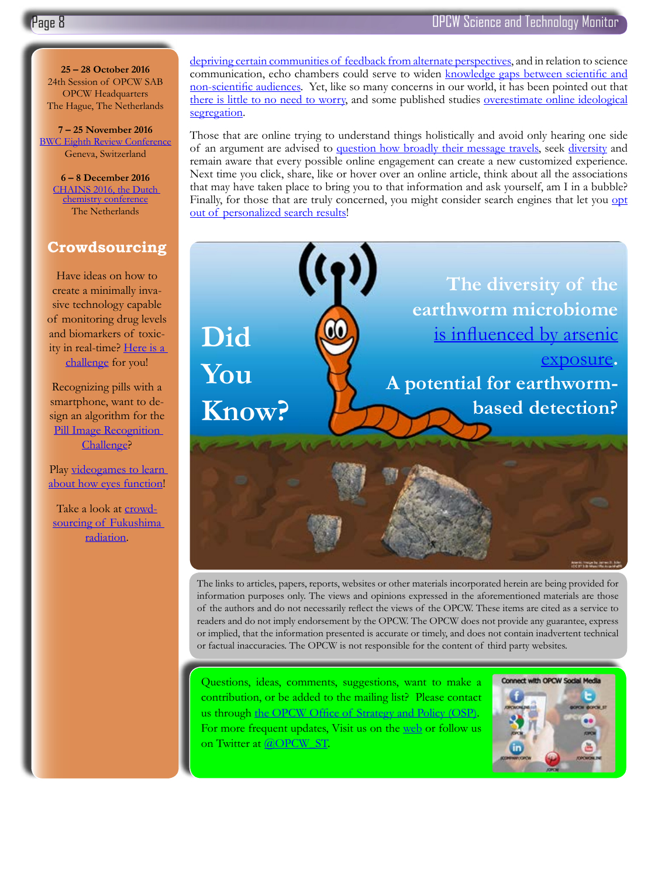**25 – 28 October 2016**
24th Session of OPCW SAB
OPCW Headquarters
The Hague, The Netherlands

**7 – 25 November 2016**
BWC Eighth Review Conference
Geneva, Switzerland

**6 – 8 December 2016**
CHAINS 2016, the Dutch chemistry conference
The Netherlands

## Crowdsourcing

Have ideas on how to create a minimally invasive technology capable of monitoring drug levels and biomarkers of toxicity in real-time? Here is a challenge for you!

Recognizing pills with a smartphone, want to design an algorithm for the Pill Image Recognition Challenge?

Play videogames to learn about how eyes function!

Take a look at crowdsourcing of Fukushima radiation.

depriving certain communities of feedback from alternate perspectives, and in relation to science communication, echo chambers could serve to widen knowledge gaps between scientific and non-scientific audiences. Yet, like so many concerns in our world, it has been pointed out that there is little to no need to worry, and some published studies overestimate online ideological segregation.

Those that are online trying to understand things holistically and avoid only hearing one side of an argument are advised to question how broadly their message travels, seek diversity and remain aware that every possible online engagement can create a new customized experience. Next time you click, share, like or hover over an online article, think about all the associations that may have taken place to bring you to that information and ask yourself, am I in a bubble? Finally, for those that are truly concerned, you might consider search engines that let you opt out of personalized search results!

**Did You Know?**

**The diversity of the earthworm microbiome is influenced by arsenic exposure. A potential for earthworm-based detection?**

The links to articles, papers, reports, websites or other materials incorporated herein are being provided for information purposes only. The views and opinions expressed in the aforementioned materials are those of the authors and do not necessarily reflect the views of the OPCW. These items are cited as a service to readers and do not imply endorsement by the OPCW. The OPCW does not provide any guarantee, express or implied, that the information presented is accurate or timely, and does not contain inadvertent technical or factual inaccuracies. The OPCW is not responsible for the content of third party websites.

Questions, ideas, comments, suggestions, want to make a contribution, or be added to the mailing list? Please contact us through the OPCW Office of Strategy and Policy (OSP). For more frequent updates, Visit us on the web or follow us on Twitter at @OPCW_ST.